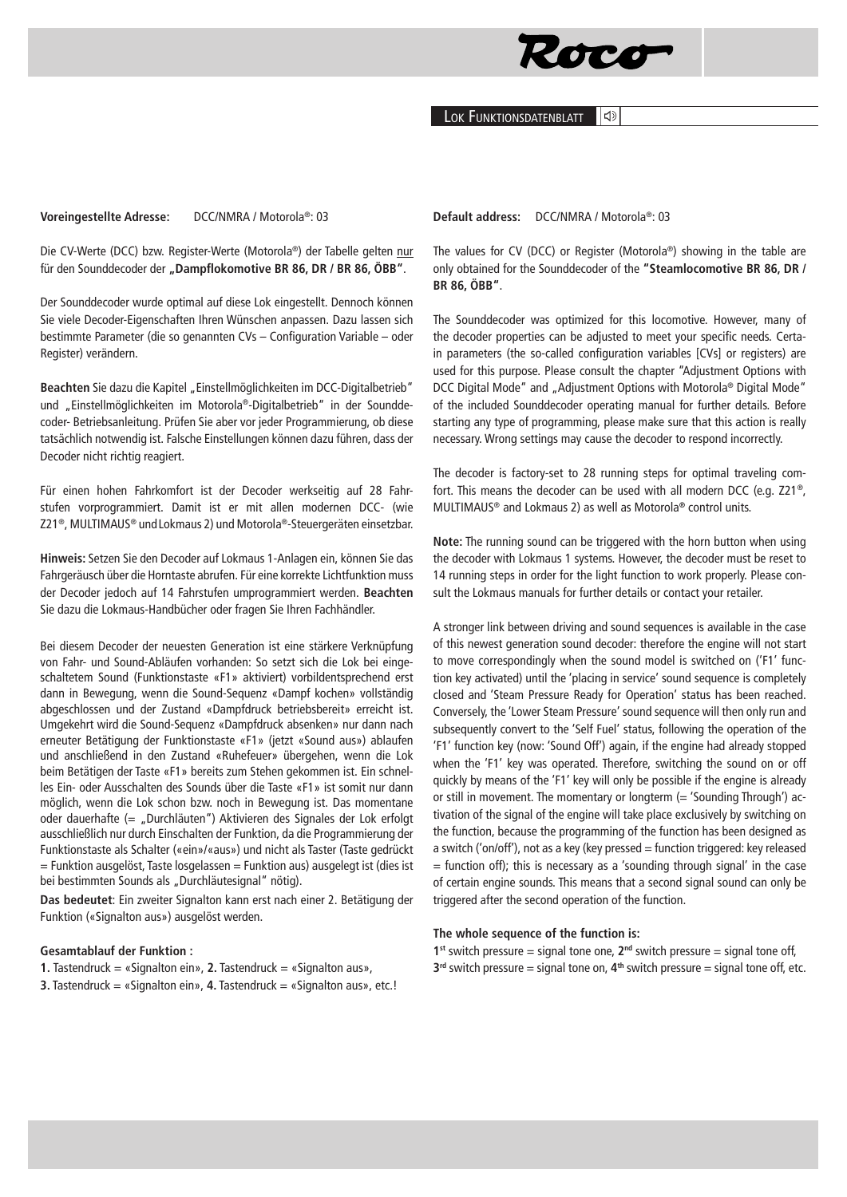## Lok Funktionsdatenblatt

**Voreingestellte Adresse:** DCC/NMRA / Motorola®: 03

Die CV-Werte (DCC) bzw. Register-Werte (Motorola®) der Tabelle gelten nur für den Sounddecoder der **„Dampflokomotive BR 86, DR / BR 86, ÖBB"**.

Der Sounddecoder wurde optimal auf diese Lok eingestellt. Dennoch können Sie viele Decoder-Eigenschaften Ihren Wünschen anpassen. Dazu lassen sich bestimmte Parameter (die so genannten CVs – Configuration Variable – oder Register) verändern.

**Beachten** Sie dazu die Kapitel „Einstellmöglichkeiten im DCC-Digitalbetrieb" und „Einstellmöglichkeiten im Motorola®-Digitalbetrieb" in der Sounddecoder- Betriebsanleitung. Prüfen Sie aber vor jeder Programmierung, ob diese tatsächlich notwendig ist. Falsche Einstellungen können dazu führen, dass der Decoder nicht richtig reagiert.

Für einen hohen Fahrkomfort ist der Decoder werkseitig auf 28 Fahrstufen vorprogrammiert. Damit ist er mit allen modernen DCC- (wie Z21®, MULTIMAUS® und Lokmaus 2) und Motorola®-Steuergeräten einsetzbar.

**Hinweis:** Setzen Sie den Decoder auf Lokmaus 1-Anlagen ein, können Sie das Fahrgeräusch über die Horntaste abrufen. Für eine korrekte Lichtfunktion muss der Decoder jedoch auf 14 Fahrstufen umprogrammiert werden. **Beachten** Sie dazu die Lokmaus-Handbücher oder fragen Sie Ihren Fachhändler.

Bei diesem Decoder der neuesten Generation ist eine stärkere Verknüpfung von Fahr- und Sound-Abläufen vorhanden: So setzt sich die Lok bei eingeschaltetem Sound (Funktionstaste «F1» aktiviert) vorbildentsprechend erst dann in Bewegung, wenn die Sound-Sequenz «Dampf kochen» vollständig abgeschlossen und der Zustand «Dampfdruck betriebsbereit» erreicht ist. Umgekehrt wird die Sound-Sequenz «Dampfdruck absenken» nur dann nach erneuter Betätigung der Funktionstaste «F1» (jetzt «Sound aus») ablaufen und anschließend in den Zustand «Ruhefeuer» übergehen, wenn die Lok beim Betätigen der Taste «F1» bereits zum Stehen gekommen ist. Ein schnelles Ein- oder Ausschalten des Sounds über die Taste «F1» ist somit nur dann möglich, wenn die Lok schon bzw. noch in Bewegung ist. Das momentane oder dauerhafte (= „Durchläuten") Aktivieren des Signales der Lok erfolgt ausschließlich nur durch Einschalten der Funktion, da die Programmierung der Funktionstaste als Schalter («ein»/«aus») und nicht als Taster (Taste gedrückt = Funktion ausgelöst, Taste losgelassen = Funktion aus) ausgelegt ist (dies ist bei bestimmten Sounds als „Durchläutesignal" nötig).

**Das bedeutet**: Ein zweiter Signalton kann erst nach einer 2. Betätigung der Funktion («Signalton aus») ausgelöst werden.

**Gesamtablauf der Funktion :**

**1.** Tastendruck = «Signalton ein», **2.** Tastendruck = «Signalton aus»,
**3.** Tastendruck = «Signalton ein», **4.** Tastendruck = «Signalton aus», etc.!

**Default address:** DCC/NMRA / Motorola®: 03

The values for CV (DCC) or Register (Motorola®) showing in the table are only obtained for the Sounddecoder of the **"Steamlocomotive BR 86, DR / BR 86, ÖBB"**.

The Sounddecoder was optimized for this locomotive. However, many of the decoder properties can be adjusted to meet your specific needs. Certain parameters (the so-called configuration variables [CVs] or registers) are used for this purpose. Please consult the chapter "Adjustment Options with DCC Digital Mode" and „Adjustment Options with Motorola® Digital Mode" of the included Sounddecoder operating manual for further details. Before starting any type of programming, please make sure that this action is really necessary. Wrong settings may cause the decoder to respond incorrectly.

The decoder is factory-set to 28 running steps for optimal traveling comfort. This means the decoder can be used with all modern DCC (e.g. Z21®, MULTIMAUS® and Lokmaus 2) as well as Motorola® control units.

**Note:** The running sound can be triggered with the horn button when using the decoder with Lokmaus 1 systems. However, the decoder must be reset to 14 running steps in order for the light function to work properly. Please consult the Lokmaus manuals for further details or contact your retailer.

A stronger link between driving and sound sequences is available in the case of this newest generation sound decoder: therefore the engine will not start to move correspondingly when the sound model is switched on ('F1' function key activated) until the 'placing in service' sound sequence is completely closed and 'Steam Pressure Ready for Operation' status has been reached. Conversely, the 'Lower Steam Pressure' sound sequence will then only run and subsequently convert to the 'Self Fuel' status, following the operation of the 'F1' function key (now: 'Sound Off') again, if the engine had already stopped when the 'F1' key was operated. Therefore, switching the sound on or off quickly by means of the 'F1' key will only be possible if the engine is already or still in movement. The momentary or longterm (= 'Sounding Through') activation of the signal of the engine will take place exclusively by switching on the function, because the programming of the function has been designed as a switch ('on/off'), not as a key (key pressed = function triggered: key released = function off); this is necessary as a 'sounding through signal' in the case of certain engine sounds. This means that a second signal sound can only be triggered after the second operation of the function.

**The whole sequence of the function is:**

**1st** switch pressure = signal tone one, **2nd** switch pressure = signal tone off,
**3rd** switch pressure = signal tone on, **4th** switch pressure = signal tone off, etc.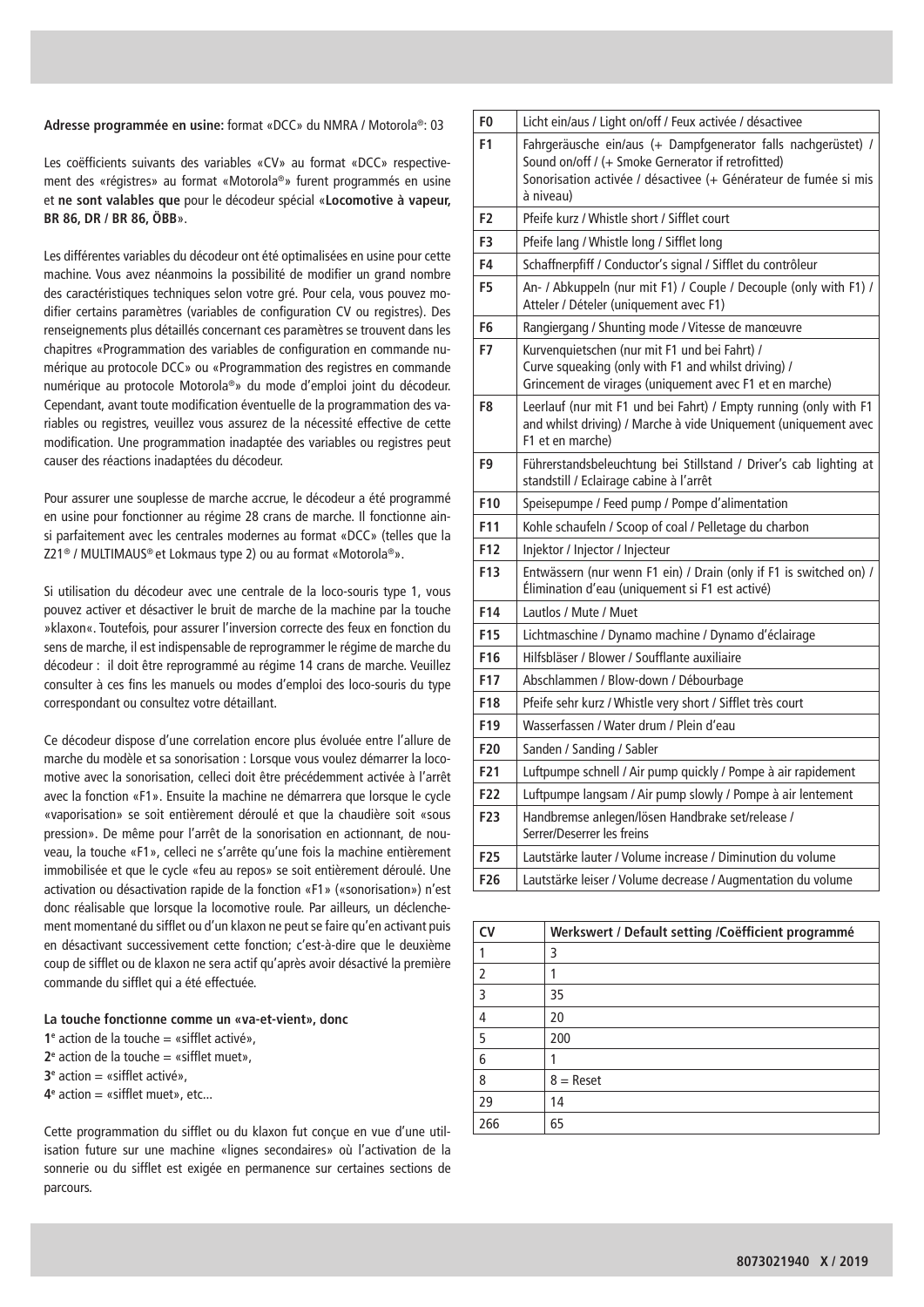**Adresse programmée en usine:** format «DCC» du NMRA / Motorola®: 03

Les coëfficients suivants des variables «CV» au format «DCC» respectivement des «régistres» au format «Motorola®» furent programmés en usine et **ne sont valables que** pour le décodeur spécial «**Locomotive à vapeur, BR 86, DR / BR 86, ÖBB**».

Les différentes variables du décodeur ont été optimalisées en usine pour cette machine. Vous avez néanmoins la possibilité de modifier un grand nombre des caractéristiques techniques selon votre gré. Pour cela, vous pouvez modifier certains paramètres (variables de configuration CV ou registres). Des renseignements plus détaillés concernant ces paramètres se trouvent dans les chapitres «Programmation des variables de configuration en commande numérique au protocole DCC» ou «Programmation des registres en commande numérique au protocole Motorola®» du mode d'emploi joint du décodeur. Cependant, avant toute modification éventuelle de la programmation des variables ou registres, veuillez vous assurez de la nécessité effective de cette modification. Une programmation inadaptée des variables ou registres peut causer des réactions inadaptées du décodeur.

Pour assurer une souplesse de marche accrue, le décodeur a été programmé en usine pour fonctionner au régime 28 crans de marche. Il fonctionne ainsi parfaitement avec les centrales modernes au format «DCC» (telles que la Z21® / MULTIMAUS® et Lokmaus type 2) ou au format «Motorola®».

Si utilisation du décodeur avec une centrale de la loco-souris type 1, vous pouvez activer et désactiver le bruit de marche de la machine par la touche »klaxon«. Toutefois, pour assurer l'inversion correcte des feux en fonction du sens de marche, il est indispensable de reprogrammer le régime de marche du décodeur : il doit être reprogrammé au régime 14 crans de marche. Veuillez consulter à ces fins les manuels ou modes d'emploi des loco-souris du type correspondant ou consultez votre détaillant.

Ce décodeur dispose d'une correlation encore plus évoluée entre l'allure de marche du modèle et sa sonorisation : Lorsque vous voulez démarrer la locomotive avec la sonorisation, celleci doit être précédemment activée à l'arrêt avec la fonction «F1». Ensuite la machine ne démarrera que lorsque le cycle «vaporisation» se soit entièrement déroulé et que la chaudière soit «sous pression». De même pour l'arrêt de la sonorisation en actionnant, de nouveau, la touche «F1», celleci ne s'arrête qu'une fois la machine entièrement immobilisée et que le cycle «feu au repos» se soit entièrement déroulé. Une activation ou désactivation rapide de la fonction «F1» («sonorisation») n'est donc réalisable que lorsque la locomotive roule. Par ailleurs, un déclenchement momentané du sifflet ou d'un klaxon ne peut se faire qu'en activant puis en désactivant successivement cette fonction; c'est-à-dire que le deuxième coup de sifflet ou de klaxon ne sera actif qu'après avoir désactivé la première commande du sifflet qui a été effectuée.

**La touche fonctionne comme un «va-et-vient», donc**

**1**e action de la touche = «sifflet activé»,
**2**e action de la touche = «sifflet muet»,
**3**e action = «sifflet activé»,
**4**e action = «sifflet muet», etc...

Cette programmation du sifflet ou du klaxon fut conçue en vue d'une utilisation future sur une machine «lignes secondaires» où l'activation de la sonnerie ou du sifflet est exigée en permanence sur certaines sections de parcours.

| | |
|---|---|
| **F0** | Licht ein/aus / Light on/off / Feux activée / désactivee |
| **F1** | Fahrgeräusche ein/aus (+ Dampfgenerator falls nachgerüstet) / Sound on/off / (+ Smoke Gernerator if retrofitted) Sonorisation activée / désactivee (+ Générateur de fumée si mis à niveau) |
| **F2** | Pfeife kurz / Whistle short / Sifflet court |
| **F3** | Pfeife lang / Whistle long / Sifflet long |
| **F4** | Schaffnerpfiff / Conductor's signal / Sifflet du contrôleur |
| **F5** | An- / Abkuppeln (nur mit F1) / Couple / Decouple (only with F1) / Atteler / Dételer (uniquement avec F1) |
| **F6** | Rangiergang / Shunting mode / Vitesse de manœuvre |
| **F7** | Kurvenquietschen (nur mit F1 und bei Fahrt) / Curve squeaking (only with F1 and whilst driving) / Grincement de virages (uniquement avec F1 et en marche) |
| **F8** | Leerlauf (nur mit F1 und bei Fahrt) / Empty running (only with F1 and whilst driving) / Marche à vide Uniquement (uniquement avec F1 et en marche) |
| **F9** | Führerstandsbeleuchtung bei Stillstand / Driver's cab lighting at standstill / Eclairage cabine à l'arrêt |
| **F10** | Speisepumpe / Feed pump / Pompe d'alimentation |
| **F11** | Kohle schaufeln / Scoop of coal / Pelletage du charbon |
| **F12** | Injektor / Injector / Injecteur |
| **F13** | Entwässern (nur wenn F1 ein) / Drain (only if F1 is switched on) / Élimination d'eau (uniquement si F1 est activé) |
| **F14** | Lautlos / Mute / Muet |
| **F15** | Lichtmaschine / Dynamo machine / Dynamo d'éclairage |
| **F16** | Hilfsbläser / Blower / Soufflante auxiliaire |
| **F17** | Abschlammen / Blow-down / Débourbage |
| **F18** | Pfeife sehr kurz / Whistle very short / Sifflet très court |
| **F19** | Wasserfassen / Water drum / Plein d'eau |
| **F20** | Sanden / Sanding / Sabler |
| **F21** | Luftpumpe schnell / Air pump quickly / Pompe à air rapidement |
| **F22** | Luftpumpe langsam / Air pump slowly / Pompe à air lentement |
| **F23** | Handbremse anlegen/lösen Handbrake set/release / Serrer/Deserrer les freins |
| **F25** | Lautstärke lauter / Volume increase / Diminution du volume |
| **F26** | Lautstärke leiser / Volume decrease / Augmentation du volume |

| CV | Werkswert / Default setting /Coëfficient programmé |
|---|---|
| 1 | 3 |
| 2 | 1 |
| 3 | 35 |
| 4 | 20 |
| 5 | 200 |
| 6 | 1 |
| 8 | 8 = Reset |
| 29 | 14 |
| 266 | 65 |